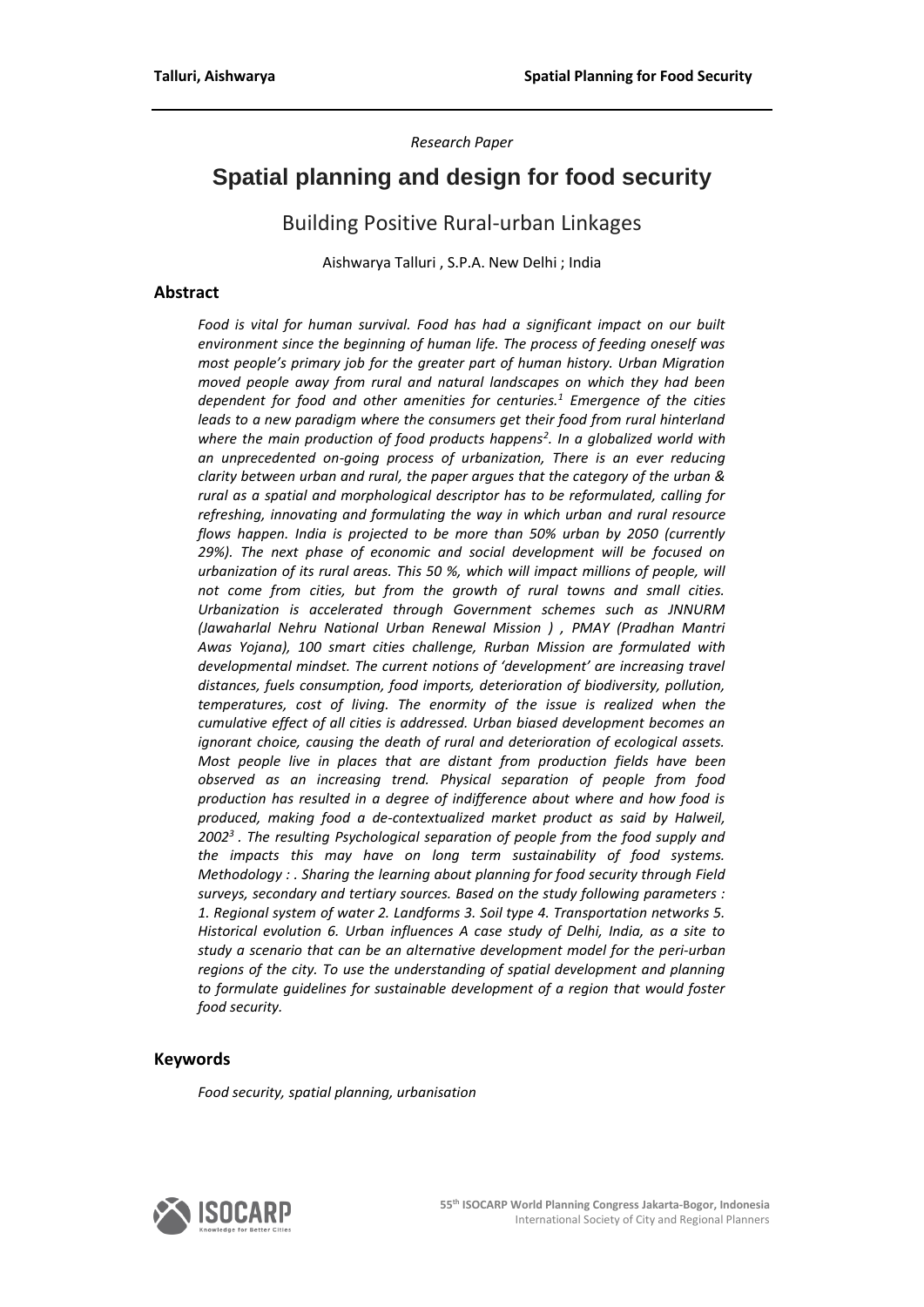*Research Paper*

# Spatial planning and design for food security

## Building Positive Rural-urban Linkages

Aishwarya Talluri , S.P.A. New Delhi ; India

## Abstract

*Food is vital for human survival. Food has had a significant impact on our built environment since the beginning of human life. The process of feeding oneself was most people's primary job for the greater part of human history. Urban Migration moved people away from rural and natural landscapes on which they had been dependent for food and other amenities for centuries.[1] Emergence of the cities leads to a new paradigm where the consumers get their food from rural hinterland where the main production of food products happens[2]. In a globalized world with an unprecedented on-going process of urbanization, There is an ever reducing clarity between urban and rural, the paper argues that the category of the urban & rural as a spatial and morphological descriptor has to be reformulated, calling for refreshing, innovating and formulating the way in which urban and rural resource flows happen. India is projected to be more than 50% urban by 2050 (currently 29%). The next phase of economic and social development will be focused on urbanization of its rural areas. This 50 %, which will impact millions of people, will not come from cities, but from the growth of rural towns and small cities. Urbanization is accelerated through Government schemes such as JNNURM (Jawaharlal Nehru National Urban Renewal Mission ) , PMAY (Pradhan Mantri Awas Yojana), 100 smart cities challenge, Rurban Mission are formulated with developmental mindset. The current notions of 'development' are increasing travel distances, fuels consumption, food imports, deterioration of biodiversity, pollution, temperatures, cost of living. The enormity of the issue is realized when the cumulative effect of all cities is addressed. Urban biased development becomes an ignorant choice, causing the death of rural and deterioration of ecological assets. Most people live in places that are distant from production fields have been observed as an increasing trend. Physical separation of people from food production has resulted in a degree of indifference about where and how food is produced, making food a de-contextualized market product as said by Halweil, 2002[3] . The resulting Psychological separation of people from the food supply and the impacts this may have on long term sustainability of food systems. Methodology : . Sharing the learning about planning for food security through Field surveys, secondary and tertiary sources. Based on the study following parameters : 1. Regional system of water 2. Landforms 3. Soil type 4. Transportation networks 5. Historical evolution 6. Urban influences A case study of Delhi, India, as a site to study a scenario that can be an alternative development model for the peri-urban regions of the city. To use the understanding of spatial development and planning to formulate guidelines for sustainable development of a region that would foster food security.*

## Keywords

*Food security, spatial planning, urbanisation*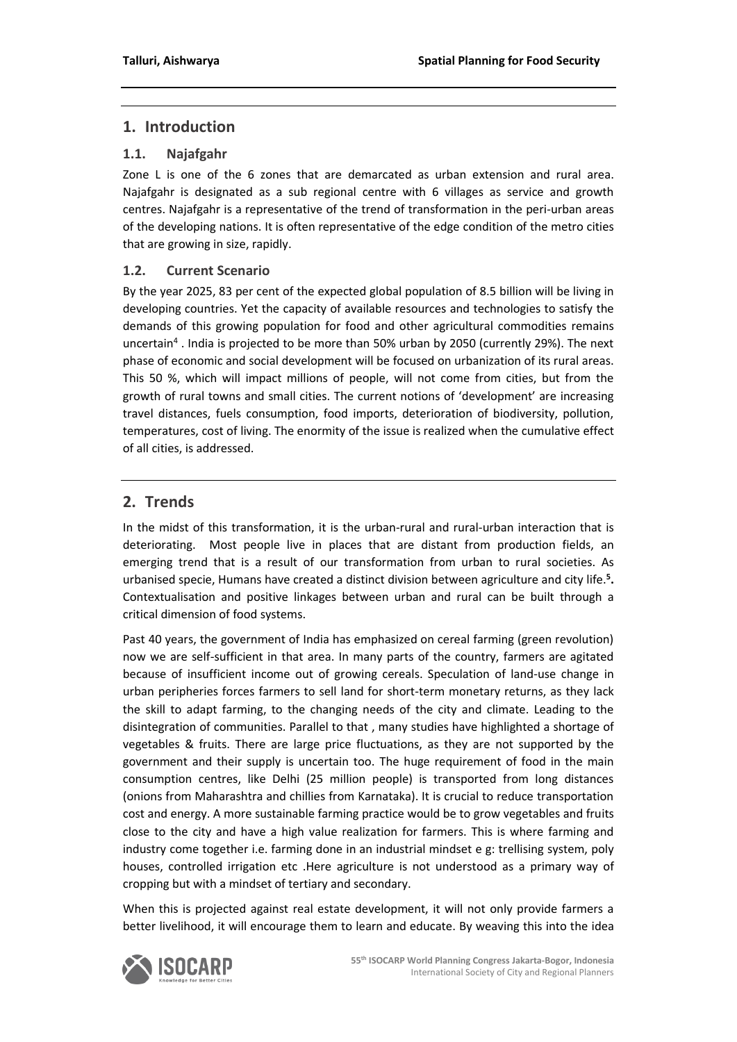## 1. Introduction

### 1.1. Najafgahr

Zone L is one of the 6 zones that are demarcated as urban extension and rural area. Najafgahr is designated as a sub regional centre with 6 villages as service and growth centres. Najafgahr is a representative of the trend of transformation in the peri-urban areas of the developing nations. It is often representative of the edge condition of the metro cities that are growing in size, rapidly.

### 1.2. Current Scenario

By the year 2025, 83 per cent of the expected global population of 8.5 billion will be living in developing countries. Yet the capacity of available resources and technologies to satisfy the demands of this growing population for food and other agricultural commodities remains uncertain[4] . India is projected to be more than 50% urban by 2050 (currently 29%). The next phase of economic and social development will be focused on urbanization of its rural areas. This 50 %, which will impact millions of people, will not come from cities, but from the growth of rural towns and small cities. The current notions of 'development' are increasing travel distances, fuels consumption, food imports, deterioration of biodiversity, pollution, temperatures, cost of living. The enormity of the issue is realized when the cumulative effect of all cities, is addressed.

## 2. Trends

In the midst of this transformation, it is the urban-rural and rural-urban interaction that is deteriorating. Most people live in places that are distant from production fields, an emerging trend that is a result of our transformation from urban to rural societies. As urbanised specie, Humans have created a distinct division between agriculture and city life.[5]**.** Contextualisation and positive linkages between urban and rural can be built through a critical dimension of food systems.

Past 40 years, the government of India has emphasized on cereal farming (green revolution) now we are self-sufficient in that area. In many parts of the country, farmers are agitated because of insufficient income out of growing cereals. Speculation of land-use change in urban peripheries forces farmers to sell land for short-term monetary returns, as they lack the skill to adapt farming, to the changing needs of the city and climate. Leading to the disintegration of communities. Parallel to that , many studies have highlighted a shortage of vegetables & fruits. There are large price fluctuations, as they are not supported by the government and their supply is uncertain too. The huge requirement of food in the main consumption centres, like Delhi (25 million people) is transported from long distances (onions from Maharashtra and chillies from Karnataka). It is crucial to reduce transportation cost and energy. A more sustainable farming practice would be to grow vegetables and fruits close to the city and have a high value realization for farmers. This is where farming and industry come together i.e. farming done in an industrial mindset e g: trellising system, poly houses, controlled irrigation etc .Here agriculture is not understood as a primary way of cropping but with a mindset of tertiary and secondary.

When this is projected against real estate development, it will not only provide farmers a better livelihood, it will encourage them to learn and educate. By weaving this into the idea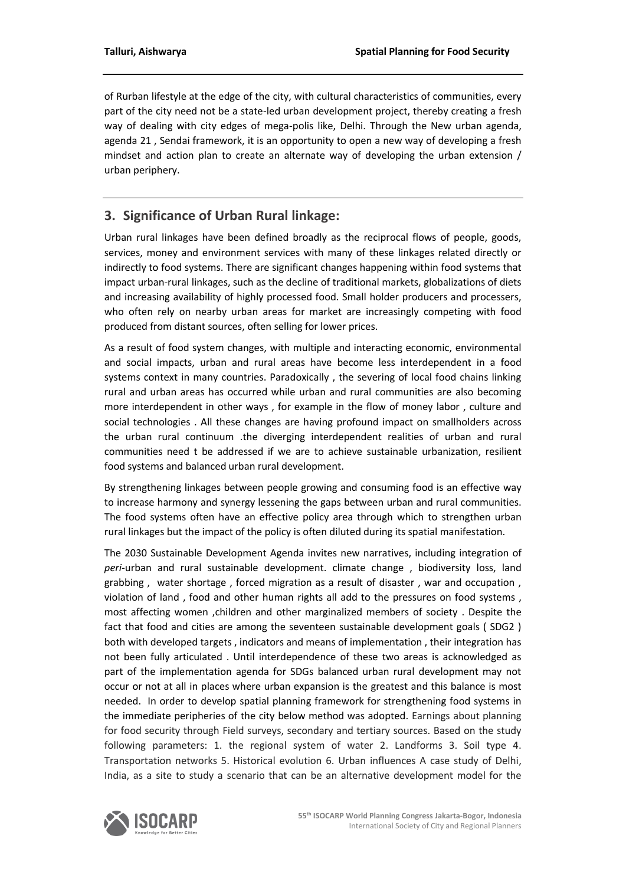of Rurban lifestyle at the edge of the city, with cultural characteristics of communities, every part of the city need not be a state-led urban development project, thereby creating a fresh way of dealing with city edges of mega-polis like, Delhi. Through the New urban agenda, agenda 21 , Sendai framework, it is an opportunity to open a new way of developing a fresh mindset and action plan to create an alternate way of developing the urban extension / urban periphery.

## 3. Significance of Urban Rural linkage:

Urban rural linkages have been defined broadly as the reciprocal flows of people, goods, services, money and environment services with many of these linkages related directly or indirectly to food systems. There are significant changes happening within food systems that impact urban-rural linkages, such as the decline of traditional markets, globalizations of diets and increasing availability of highly processed food. Small holder producers and processers, who often rely on nearby urban areas for market are increasingly competing with food produced from distant sources, often selling for lower prices.

As a result of food system changes, with multiple and interacting economic, environmental and social impacts, urban and rural areas have become less interdependent in a food systems context in many countries. Paradoxically , the severing of local food chains linking rural and urban areas has occurred while urban and rural communities are also becoming more interdependent in other ways , for example in the flow of money labor , culture and social technologies . All these changes are having profound impact on smallholders across the urban rural continuum .the diverging interdependent realities of urban and rural communities need t be addressed if we are to achieve sustainable urbanization, resilient food systems and balanced urban rural development.

By strengthening linkages between people growing and consuming food is an effective way to increase harmony and synergy lessening the gaps between urban and rural communities. The food systems often have an effective policy area through which to strengthen urban rural linkages but the impact of the policy is often diluted during its spatial manifestation.

The 2030 Sustainable Development Agenda invites new narratives, including integration of *peri*-urban and rural sustainable development. climate change , biodiversity loss, land grabbing , water shortage , forced migration as a result of disaster , war and occupation , violation of land , food and other human rights all add to the pressures on food systems , most affecting women ,children and other marginalized members of society . Despite the fact that food and cities are among the seventeen sustainable development goals ( SDG2 ) both with developed targets , indicators and means of implementation , their integration has not been fully articulated . Until interdependence of these two areas is acknowledged as part of the implementation agenda for SDGs balanced urban rural development may not occur or not at all in places where urban expansion is the greatest and this balance is most needed. In order to develop spatial planning framework for strengthening food systems in the immediate peripheries of the city below method was adopted. Earnings about planning for food security through Field surveys, secondary and tertiary sources. Based on the study following parameters: 1. the regional system of water 2. Landforms 3. Soil type 4. Transportation networks 5. Historical evolution 6. Urban influences A case study of Delhi, India, as a site to study a scenario that can be an alternative development model for the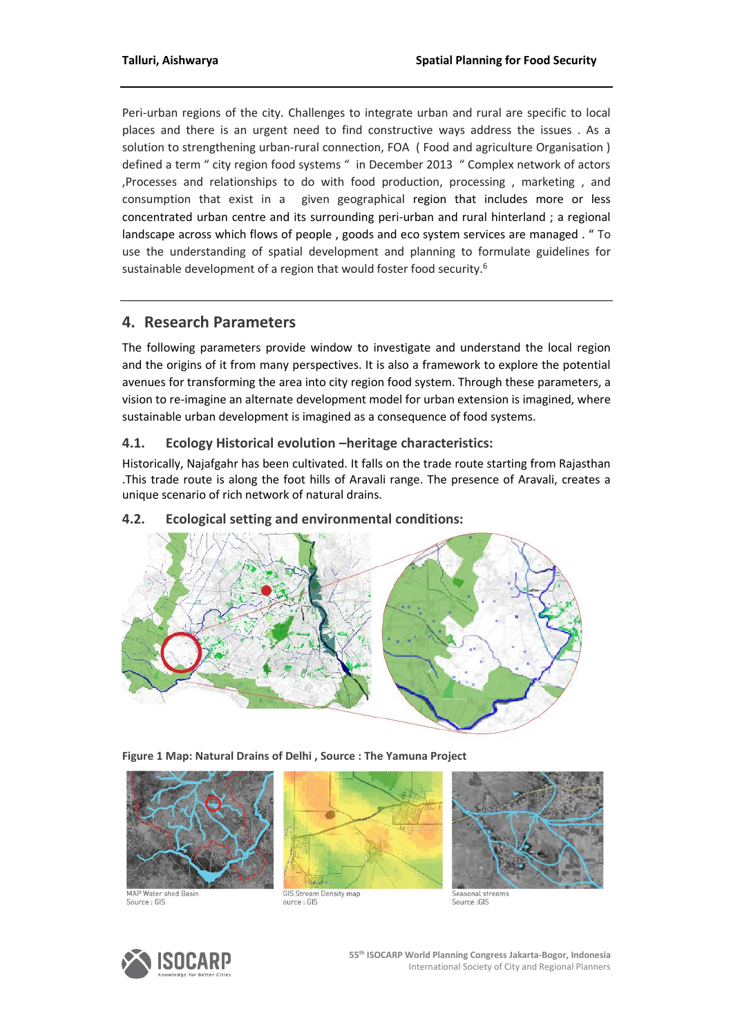Peri-urban regions of the city. Challenges to integrate urban and rural are specific to local places and there is an urgent need to find constructive ways address the issues . As a solution to strengthening urban-rural connection, FOA ( Food and agriculture Organisation ) defined a term " city region food systems " in December 2013 " Complex network of actors ,Processes and relationships to do with food production, processing , marketing , and consumption that exist in a given geographical region that includes more or less concentrated urban centre and its surrounding peri-urban and rural hinterland ; a regional landscape across which flows of people , goods and eco system services are managed . " To use the understanding of spatial development and planning to formulate guidelines for sustainable development of a region that would foster food security.[6]

## 4. Research Parameters

The following parameters provide window to investigate and understand the local region and the origins of it from many perspectives. It is also a framework to explore the potential avenues for transforming the area into city region food system. Through these parameters, a vision to re-imagine an alternate development model for urban extension is imagined, where sustainable urban development is imagined as a consequence of food systems.

### 4.1. Ecology Historical evolution –heritage characteristics:

Historically, Najafgahr has been cultivated. It falls on the trade route starting from Rajasthan .This trade route is along the foot hills of Aravali range. The presence of Aravali, creates a unique scenario of rich network of natural drains.

### 4.2. Ecological setting and environmental conditions:

**Figure 1 Map: Natural Drains of Delhi , Source : The Yamuna Project**

MAP Water shed Basin
Source : GIS

GIS Stream Density map
ource : GIS

Seasonal streams
Source :GIS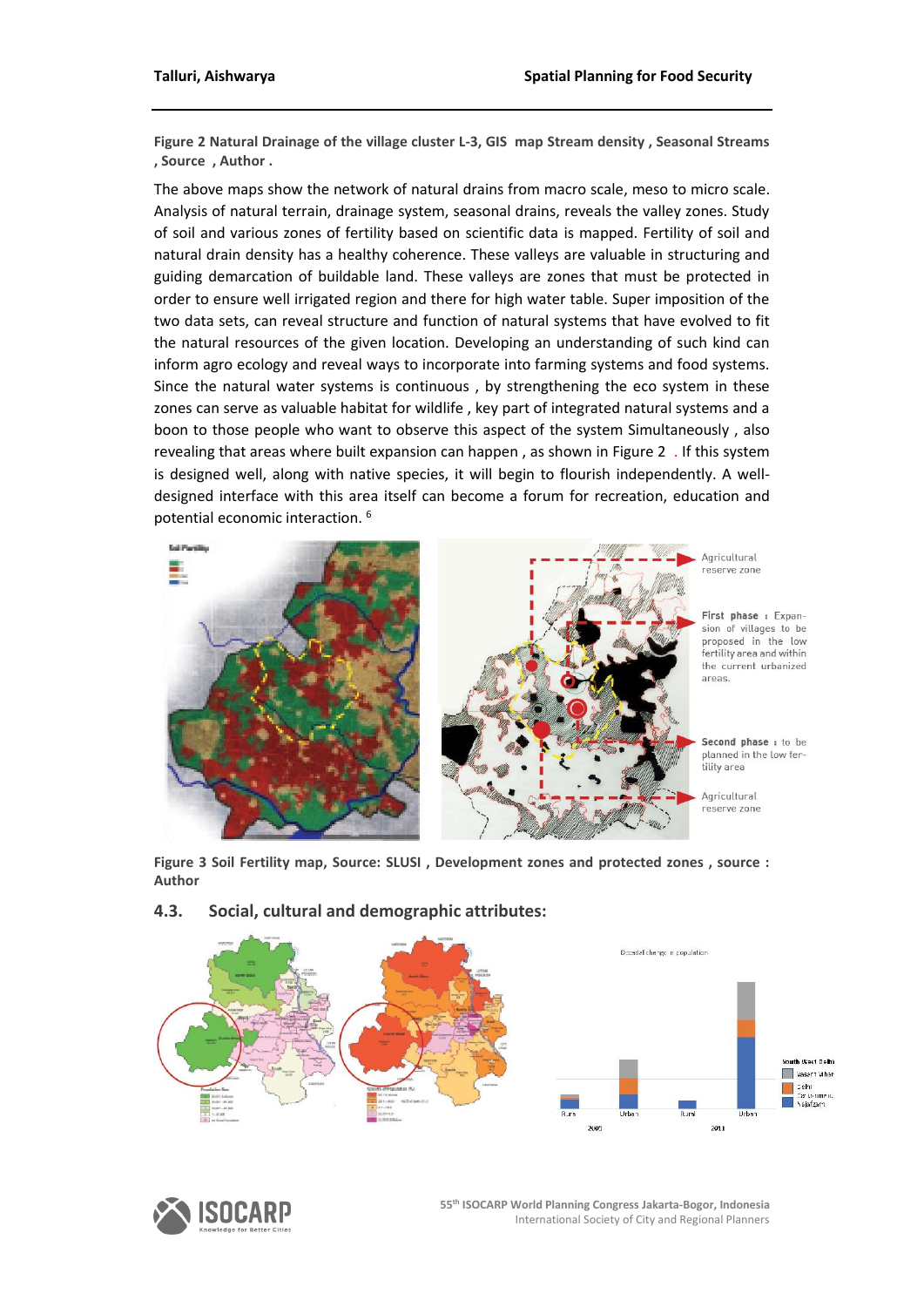**Figure 2 Natural Drainage of the village cluster L-3, GIS map Stream density , Seasonal Streams , Source , Author .**

The above maps show the network of natural drains from macro scale, meso to micro scale. Analysis of natural terrain, drainage system, seasonal drains, reveals the valley zones. Study of soil and various zones of fertility based on scientific data is mapped. Fertility of soil and natural drain density has a healthy coherence. These valleys are valuable in structuring and guiding demarcation of buildable land. These valleys are zones that must be protected in order to ensure well irrigated region and there for high water table. Super imposition of the two data sets, can reveal structure and function of natural systems that have evolved to fit the natural resources of the given location. Developing an understanding of such kind can inform agro ecology and reveal ways to incorporate into farming systems and food systems. Since the natural water systems is continuous , by strengthening the eco system in these zones can serve as valuable habitat for wildlife , key part of integrated natural systems and a boon to those people who want to observe this aspect of the system Simultaneously , also revealing that areas where built expansion can happen , as shown in Figure 2 . If this system is designed well, along with native species, it will begin to flourish independently. A well-designed interface with this area itself can become a forum for recreation, education and potential economic interaction. [6]

Agricultural reserve zone

First phase : Expansion of villages to be proposed in the low fertility area and within the current urbanized areas.

Second phase : to be planned in the low fertility area

Agricultural reserve zone

**Figure 3 Soil Fertility map, Source: SLUSI , Development zones and protected zones , source : Author**

## 4.3. Social, cultural and demographic attributes: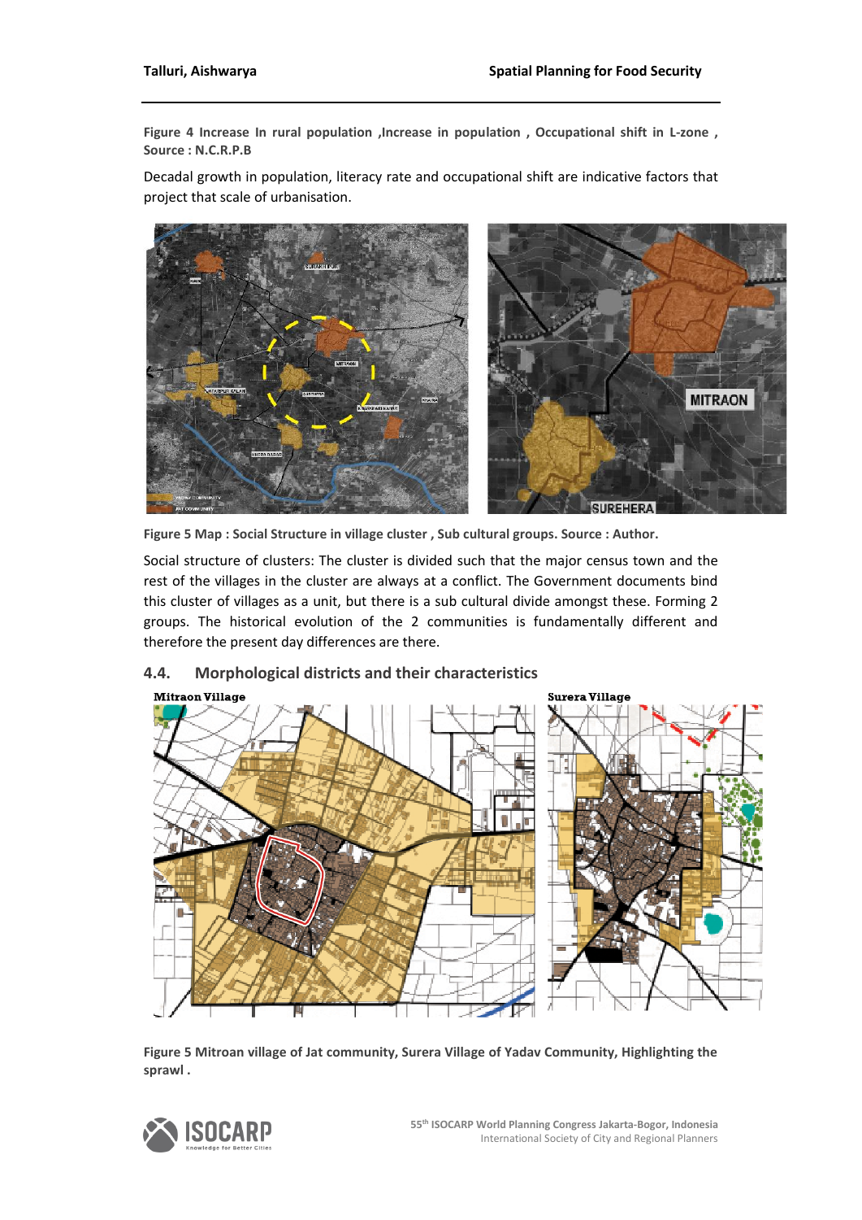**Figure 4 Increase In rural population ,Increase in population , Occupational shift in L-zone , Source : N.C.R.P.B**

Decadal growth in population, literacy rate and occupational shift are indicative factors that project that scale of urbanisation.

**Figure 5 Map : Social Structure in village cluster , Sub cultural groups. Source : Author.**

Social structure of clusters: The cluster is divided such that the major census town and the rest of the villages in the cluster are always at a conflict. The Government documents bind this cluster of villages as a unit, but there is a sub cultural divide amongst these. Forming 2 groups. The historical evolution of the 2 communities is fundamentally different and therefore the present day differences are there.

## 4.4. Morphological districts and their characteristics

**Figure 5 Mitroan village of Jat community, Surera Village of Yadav Community, Highlighting the sprawl .**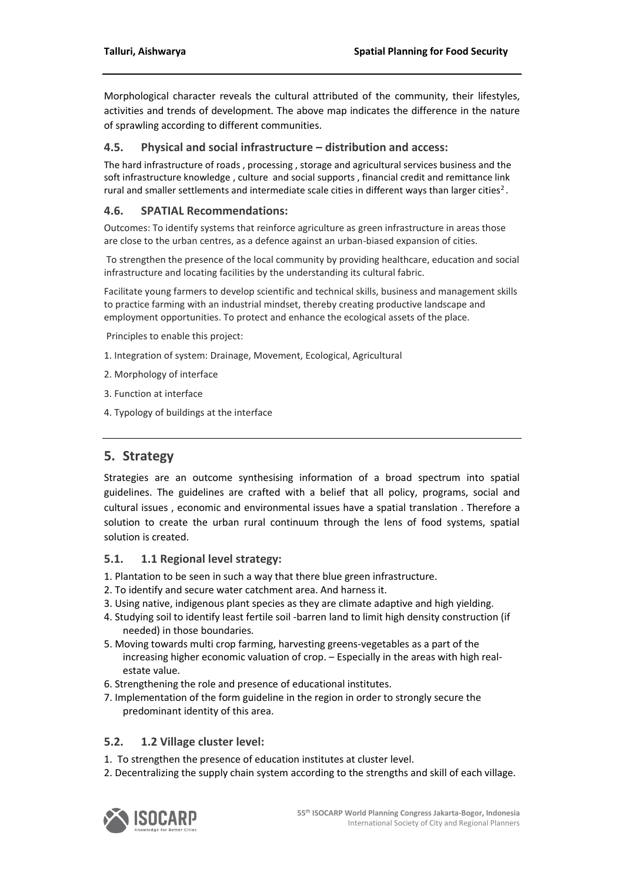Morphological character reveals the cultural attributed of the community, their lifestyles, activities and trends of development. The above map indicates the difference in the nature of sprawling according to different communities.

### 4.5. Physical and social infrastructure – distribution and access:

The hard infrastructure of roads , processing , storage and agricultural services business and the soft infrastructure knowledge , culture and social supports , financial credit and remittance link rural and smaller settlements and intermediate scale cities in different ways than larger cities[2] .

### 4.6. SPATIAL Recommendations:

Outcomes: To identify systems that reinforce agriculture as green infrastructure in areas those are close to the urban centres, as a defence against an urban-biased expansion of cities.

To strengthen the presence of the local community by providing healthcare, education and social infrastructure and locating facilities by the understanding its cultural fabric.

Facilitate young farmers to develop scientific and technical skills, business and management skills to practice farming with an industrial mindset, thereby creating productive landscape and employment opportunities. To protect and enhance the ecological assets of the place.

Principles to enable this project:

1. Integration of system: Drainage, Movement, Ecological, Agricultural
2. Morphology of interface
3. Function at interface
4. Typology of buildings at the interface

## 5. Strategy

Strategies are an outcome synthesising information of a broad spectrum into spatial guidelines. The guidelines are crafted with a belief that all policy, programs, social and cultural issues , economic and environmental issues have a spatial translation . Therefore a solution to create the urban rural continuum through the lens of food systems, spatial solution is created.

### 5.1. 1.1 Regional level strategy:

1. Plantation to be seen in such a way that there blue green infrastructure.
2. To identify and secure water catchment area. And harness it.
3. Using native, indigenous plant species as they are climate adaptive and high yielding.
4. Studying soil to identify least fertile soil -barren land to limit high density construction (if needed) in those boundaries.
5. Moving towards multi crop farming, harvesting greens-vegetables as a part of the increasing higher economic valuation of crop. – Especially in the areas with high real-estate value.
6. Strengthening the role and presence of educational institutes.
7. Implementation of the form guideline in the region in order to strongly secure the predominant identity of this area.

### 5.2. 1.2 Village cluster level:

1. To strengthen the presence of education institutes at cluster level.
2. Decentralizing the supply chain system according to the strengths and skill of each village.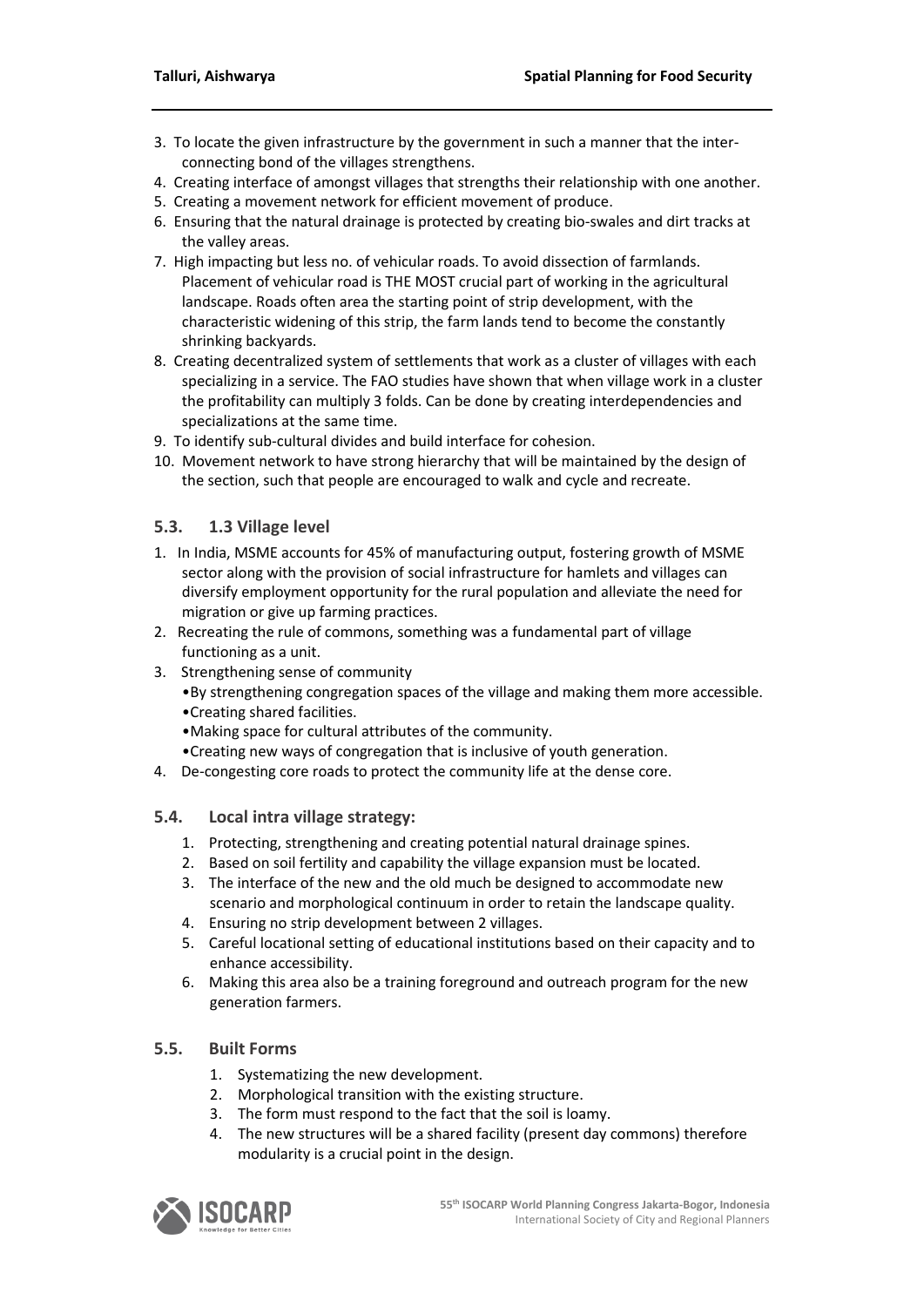3. To locate the given infrastructure by the government in such a manner that the inter-connecting bond of the villages strengthens.
4. Creating interface of amongst villages that strengths their relationship with one another.
5. Creating a movement network for efficient movement of produce.
6. Ensuring that the natural drainage is protected by creating bio-swales and dirt tracks at the valley areas.
7. High impacting but less no. of vehicular roads. To avoid dissection of farmlands. Placement of vehicular road is THE MOST crucial part of working in the agricultural landscape. Roads often area the starting point of strip development, with the characteristic widening of this strip, the farm lands tend to become the constantly shrinking backyards.
8. Creating decentralized system of settlements that work as a cluster of villages with each specializing in a service. The FAO studies have shown that when village work in a cluster the profitability can multiply 3 folds. Can be done by creating interdependencies and specializations at the same time.
9. To identify sub-cultural divides and build interface for cohesion.
10. Movement network to have strong hierarchy that will be maintained by the design of the section, such that people are encouraged to walk and cycle and recreate.

## 5.3. 1.3 Village level

1. In India, MSME accounts for 45% of manufacturing output, fostering growth of MSME sector along with the provision of social infrastructure for hamlets and villages can diversify employment opportunity for the rural population and alleviate the need for migration or give up farming practices.
2. Recreating the rule of commons, something was a fundamental part of village functioning as a unit.
3. Strengthening sense of community
   - By strengthening congregation spaces of the village and making them more accessible.
   - Creating shared facilities.
   - Making space for cultural attributes of the community.
   - Creating new ways of congregation that is inclusive of youth generation.
4. De-congesting core roads to protect the community life at the dense core.

## 5.4. Local intra village strategy:

1. Protecting, strengthening and creating potential natural drainage spines.
2. Based on soil fertility and capability the village expansion must be located.
3. The interface of the new and the old much be designed to accommodate new scenario and morphological continuum in order to retain the landscape quality.
4. Ensuring no strip development between 2 villages.
5. Careful locational setting of educational institutions based on their capacity and to enhance accessibility.
6. Making this area also be a training foreground and outreach program for the new generation farmers.

## 5.5. Built Forms

1. Systematizing the new development.
2. Morphological transition with the existing structure.
3. The form must respond to the fact that the soil is loamy.
4. The new structures will be a shared facility (present day commons) therefore modularity is a crucial point in the design.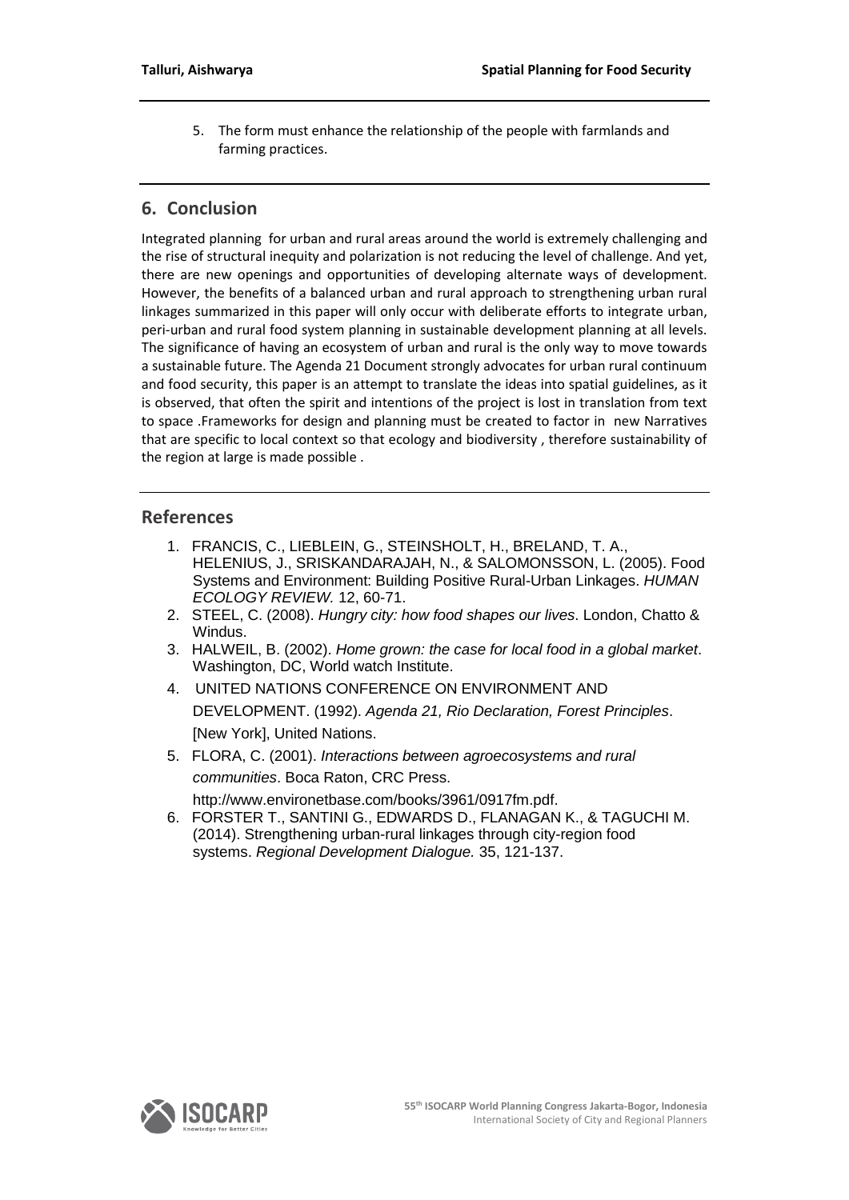5. The form must enhance the relationship of the people with farmlands and farming practices.

## 6. Conclusion

Integrated planning for urban and rural areas around the world is extremely challenging and the rise of structural inequity and polarization is not reducing the level of challenge. And yet, there are new openings and opportunities of developing alternate ways of development. However, the benefits of a balanced urban and rural approach to strengthening urban rural linkages summarized in this paper will only occur with deliberate efforts to integrate urban, peri-urban and rural food system planning in sustainable development planning at all levels. The significance of having an ecosystem of urban and rural is the only way to move towards a sustainable future. The Agenda 21 Document strongly advocates for urban rural continuum and food security, this paper is an attempt to translate the ideas into spatial guidelines, as it is observed, that often the spirit and intentions of the project is lost in translation from text to space .Frameworks for design and planning must be created to factor in new Narratives that are specific to local context so that ecology and biodiversity , therefore sustainability of the region at large is made possible .

## References

1. FRANCIS, C., LIEBLEIN, G., STEINSHOLT, H., BRELAND, T. A., HELENIUS, J., SRISKANDARAJAH, N., & SALOMONSSON, L. (2005). Food Systems and Environment: Building Positive Rural-Urban Linkages. *HUMAN ECOLOGY REVIEW.* 12, 60-71.
2. STEEL, C. (2008). *Hungry city: how food shapes our lives*. London, Chatto & Windus.
3. HALWEIL, B. (2002). *Home grown: the case for local food in a global market*. Washington, DC, World watch Institute.
4. UNITED NATIONS CONFERENCE ON ENVIRONMENT AND DEVELOPMENT. (1992). *Agenda 21, Rio Declaration, Forest Principles*. [New York], United Nations.
5. FLORA, C. (2001). *Interactions between agroecosystems and rural communities*. Boca Raton, CRC Press. http://www.environetbase.com/books/3961/0917fm.pdf.
6. FORSTER T., SANTINI G., EDWARDS D., FLANAGAN K., & TAGUCHI M. (2014). Strengthening urban-rural linkages through city-region food systems. *Regional Development Dialogue.* 35, 121-137.